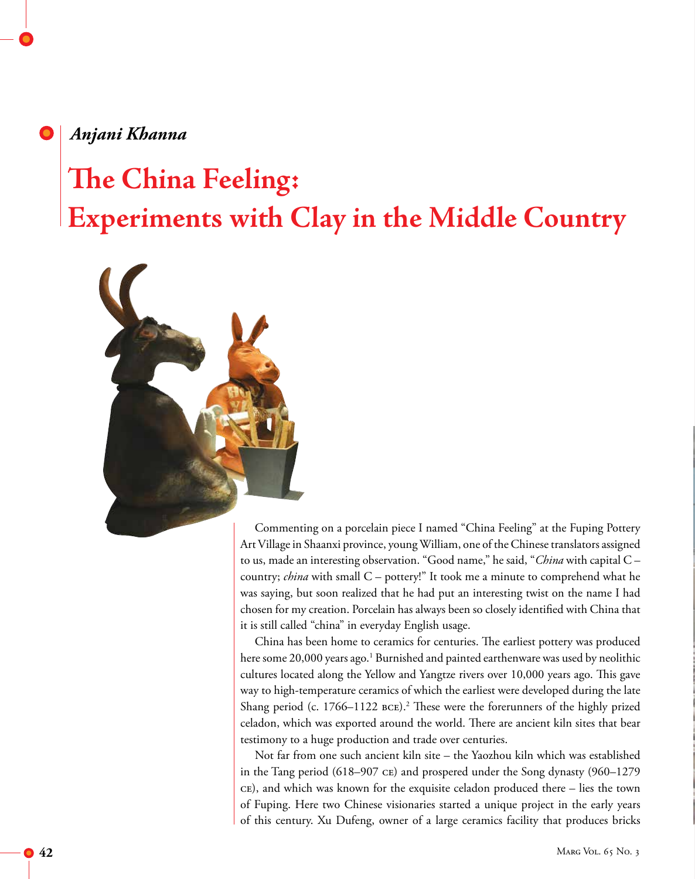*Anjani Khanna*

# The China Feeling: Experiments with Clay in the Middle Country

Commenting on a porcelain piece I named "China Feeling" at the Fuping Pottery Art Village in Shaanxi province, young William, one of the Chinese translators assigned to us, made an interesting observation. "Good name," he said, "*China* with capital C – country; *china* with small C – pottery!" It took me a minute to comprehend what he was saying, but soon realized that he had put an interesting twist on the name I had chosen for my creation. Porcelain has always been so closely identified with China that it is still called "china" in everyday English usage.

China has been home to ceramics for centuries. The earliest pottery was produced here some 20,000 years ago.[1] Burnished and painted earthenware was used by neolithic cultures located along the Yellow and Yangtze rivers over 10,000 years ago. This gave way to high-temperature ceramics of which the earliest were developed during the late Shang period (c. 1766–1122 BCE).[2] These were the forerunners of the highly prized celadon, which was exported around the world. There are ancient kiln sites that bear testimony to a huge production and trade over centuries.

Not far from one such ancient kiln site – the Yaozhou kiln which was established in the Tang period (618–907 CE) and prospered under the Song dynasty (960–1279 CE), and which was known for the exquisite celadon produced there – lies the town of Fuping. Here two Chinese visionaries started a unique project in the early years of this century. Xu Dufeng, owner of a large ceramics facility that produces bricks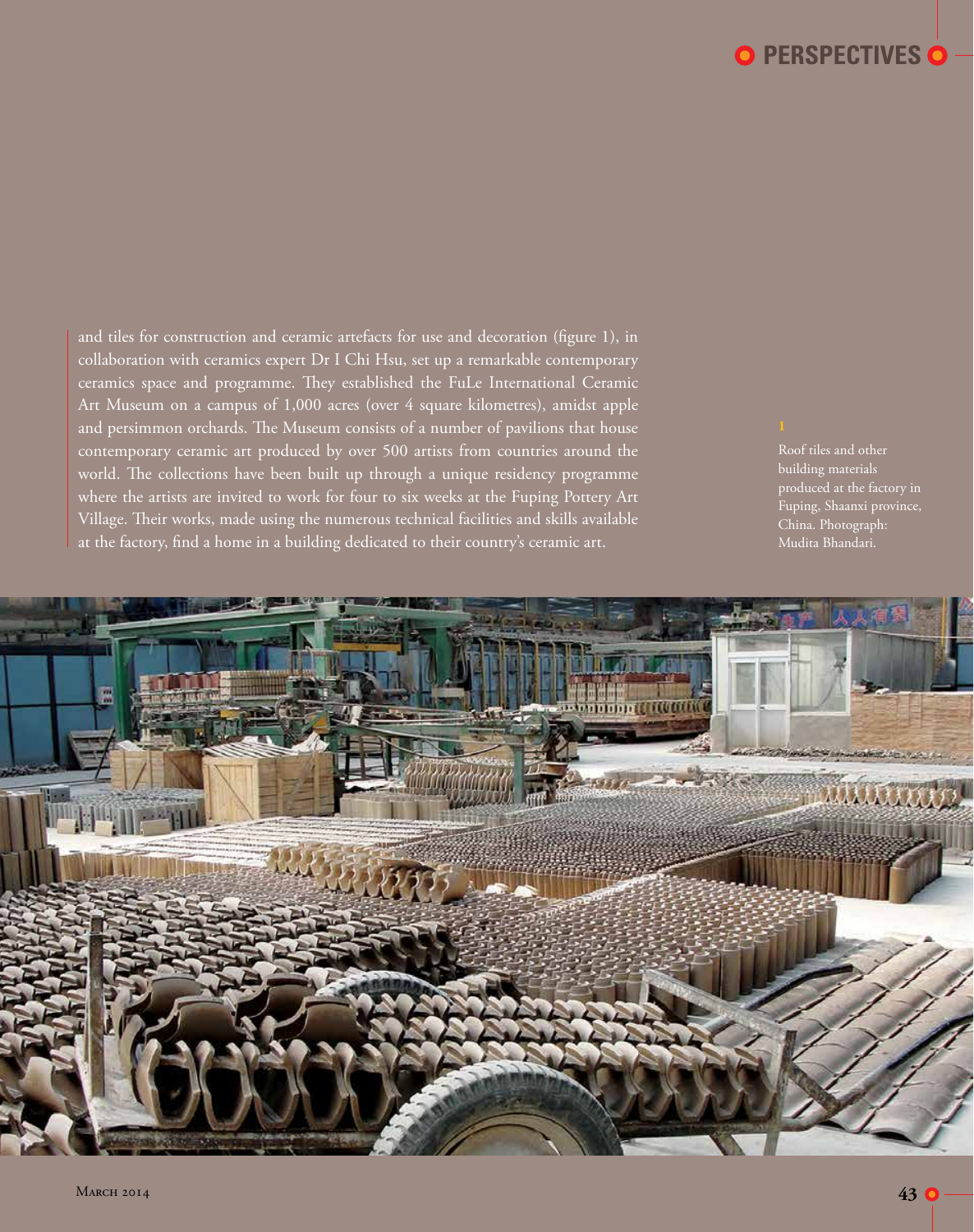and tiles for construction and ceramic artefacts for use and decoration (figure 1), in collaboration with ceramics expert Dr I Chi Hsu, set up a remarkable contemporary ceramics space and programme. They established the FuLe International Ceramic Art Museum on a campus of 1,000 acres (over 4 square kilometres), amidst apple and persimmon orchards. The Museum consists of a number of pavilions that house contemporary ceramic art produced by over 500 artists from countries around the world. The collections have been built up through a unique residency programme where the artists are invited to work for four to six weeks at the Fuping Pottery Art Village. Their works, made using the numerous technical facilities and skills available at the factory, find a home in a building dedicated to their country's ceramic art.

1

Roof tiles and other building materials produced at the factory in Fuping, Shaanxi province, China. Photograph: Mudita Bhandari.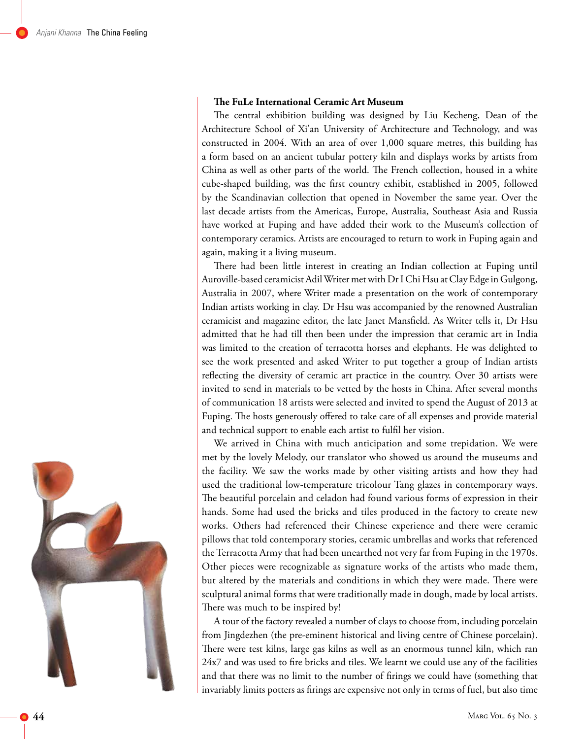**The FuLe International Ceramic Art Museum**

The central exhibition building was designed by Liu Kecheng, Dean of the Architecture School of Xi'an University of Architecture and Technology, and was constructed in 2004. With an area of over 1,000 square metres, this building has a form based on an ancient tubular pottery kiln and displays works by artists from China as well as other parts of the world. The French collection, housed in a white cube-shaped building, was the first country exhibit, established in 2005, followed by the Scandinavian collection that opened in November the same year. Over the last decade artists from the Americas, Europe, Australia, Southeast Asia and Russia have worked at Fuping and have added their work to the Museum's collection of contemporary ceramics. Artists are encouraged to return to work in Fuping again and again, making it a living museum.

There had been little interest in creating an Indian collection at Fuping until Auroville-based ceramicist Adil Writer met with Dr I Chi Hsu at Clay Edge in Gulgong, Australia in 2007, where Writer made a presentation on the work of contemporary Indian artists working in clay. Dr Hsu was accompanied by the renowned Australian ceramicist and magazine editor, the late Janet Mansfield. As Writer tells it, Dr Hsu admitted that he had till then been under the impression that ceramic art in India was limited to the creation of terracotta horses and elephants. He was delighted to see the work presented and asked Writer to put together a group of Indian artists reflecting the diversity of ceramic art practice in the country. Over 30 artists were invited to send in materials to be vetted by the hosts in China. After several months of communication 18 artists were selected and invited to spend the August of 2013 at Fuping. The hosts generously offered to take care of all expenses and provide material and technical support to enable each artist to fulfil her vision.

We arrived in China with much anticipation and some trepidation. We were met by the lovely Melody, our translator who showed us around the museums and the facility. We saw the works made by other visiting artists and how they had used the traditional low-temperature tricolour Tang glazes in contemporary ways. The beautiful porcelain and celadon had found various forms of expression in their hands. Some had used the bricks and tiles produced in the factory to create new works. Others had referenced their Chinese experience and there were ceramic pillows that told contemporary stories, ceramic umbrellas and works that referenced the Terracotta Army that had been unearthed not very far from Fuping in the 1970s. Other pieces were recognizable as signature works of the artists who made them, but altered by the materials and conditions in which they were made. There were sculptural animal forms that were traditionally made in dough, made by local artists. There was much to be inspired by!

A tour of the factory revealed a number of clays to choose from, including porcelain from Jingdezhen (the pre-eminent historical and living centre of Chinese porcelain). There were test kilns, large gas kilns as well as an enormous tunnel kiln, which ran 24x7 and was used to fire bricks and tiles. We learnt we could use any of the facilities and that there was no limit to the number of firings we could have (something that invariably limits potters as firings are expensive not only in terms of fuel, but also time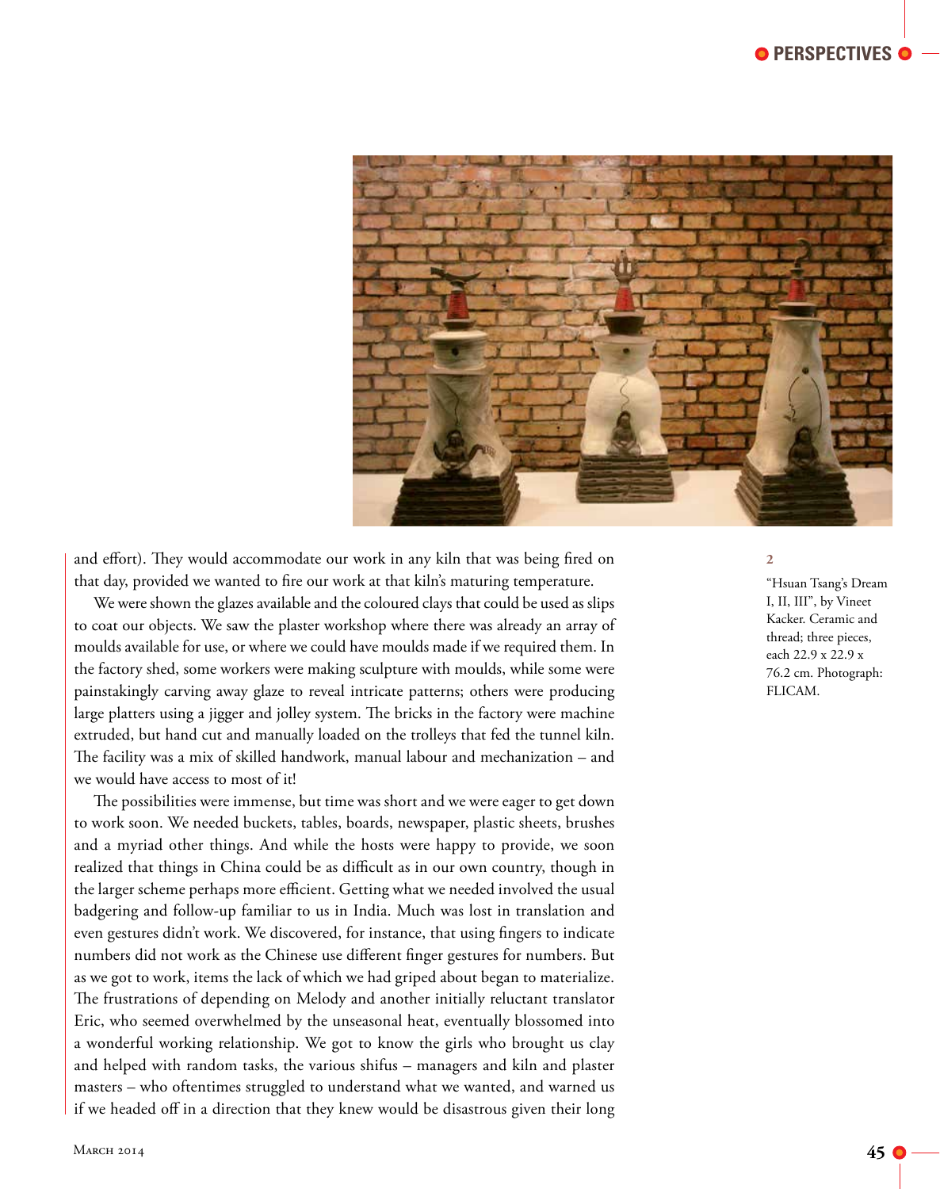and effort). They would accommodate our work in any kiln that was being fired on that day, provided we wanted to fire our work at that kiln's maturing temperature.

We were shown the glazes available and the coloured clays that could be used as slips to coat our objects. We saw the plaster workshop where there was already an array of moulds available for use, or where we could have moulds made if we required them. In the factory shed, some workers were making sculpture with moulds, while some were painstakingly carving away glaze to reveal intricate patterns; others were producing large platters using a jigger and jolley system. The bricks in the factory were machine extruded, but hand cut and manually loaded on the trolleys that fed the tunnel kiln. The facility was a mix of skilled handwork, manual labour and mechanization – and we would have access to most of it!

The possibilities were immense, but time was short and we were eager to get down to work soon. We needed buckets, tables, boards, newspaper, plastic sheets, brushes and a myriad other things. And while the hosts were happy to provide, we soon realized that things in China could be as difficult as in our own country, though in the larger scheme perhaps more efficient. Getting what we needed involved the usual badgering and follow-up familiar to us in India. Much was lost in translation and even gestures didn't work. We discovered, for instance, that using fingers to indicate numbers did not work as the Chinese use different finger gestures for numbers. But as we got to work, items the lack of which we had griped about began to materialize. The frustrations of depending on Melody and another initially reluctant translator Eric, who seemed overwhelmed by the unseasonal heat, eventually blossomed into a wonderful working relationship. We got to know the girls who brought us clay and helped with random tasks, the various shifus – managers and kiln and plaster masters – who oftentimes struggled to understand what we wanted, and warned us if we headed off in a direction that they knew would be disastrous given their long

2

"Hsuan Tsang's Dream I, II, III", by Vineet Kacker. Ceramic and thread; three pieces, each 22.9 x 22.9 x 76.2 cm. Photograph: FLICAM.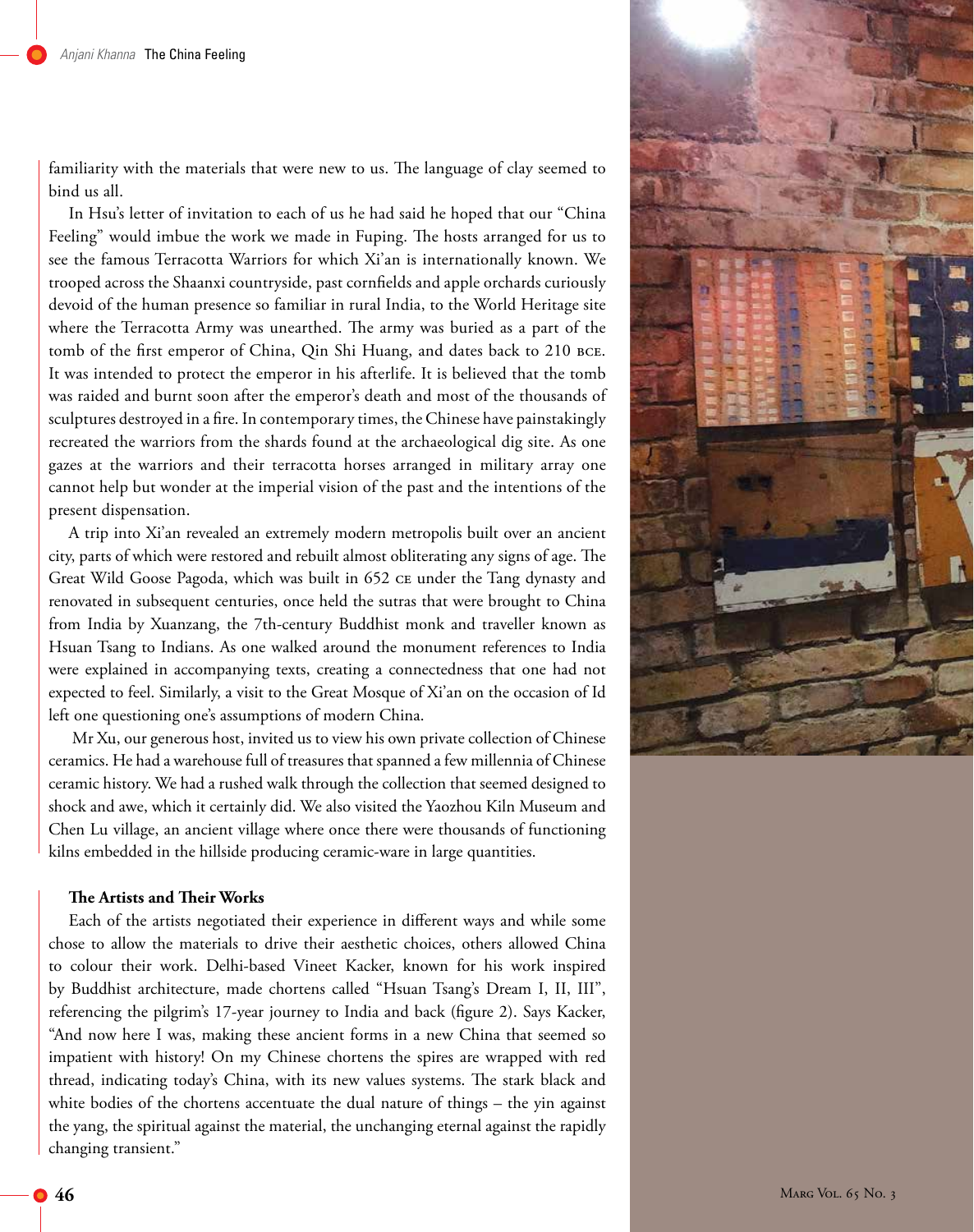familiarity with the materials that were new to us. The language of clay seemed to bind us all.

In Hsu's letter of invitation to each of us he had said he hoped that our "China Feeling" would imbue the work we made in Fuping. The hosts arranged for us to see the famous Terracotta Warriors for which Xi'an is internationally known. We trooped across the Shaanxi countryside, past cornfields and apple orchards curiously devoid of the human presence so familiar in rural India, to the World Heritage site where the Terracotta Army was unearthed. The army was buried as a part of the tomb of the first emperor of China, Qin Shi Huang, and dates back to 210 BCE. It was intended to protect the emperor in his afterlife. It is believed that the tomb was raided and burnt soon after the emperor's death and most of the thousands of sculptures destroyed in a fire. In contemporary times, the Chinese have painstakingly recreated the warriors from the shards found at the archaeological dig site. As one gazes at the warriors and their terracotta horses arranged in military array one cannot help but wonder at the imperial vision of the past and the intentions of the present dispensation.

A trip into Xi'an revealed an extremely modern metropolis built over an ancient city, parts of which were restored and rebuilt almost obliterating any signs of age. The Great Wild Goose Pagoda, which was built in 652 CE under the Tang dynasty and renovated in subsequent centuries, once held the sutras that were brought to China from India by Xuanzang, the 7th-century Buddhist monk and traveller known as Hsuan Tsang to Indians. As one walked around the monument references to India were explained in accompanying texts, creating a connectedness that one had not expected to feel. Similarly, a visit to the Great Mosque of Xi'an on the occasion of Id left one questioning one's assumptions of modern China.

Mr Xu, our generous host, invited us to view his own private collection of Chinese ceramics. He had a warehouse full of treasures that spanned a few millennia of Chinese ceramic history. We had a rushed walk through the collection that seemed designed to shock and awe, which it certainly did. We also visited the Yaozhou Kiln Museum and Chen Lu village, an ancient village where once there were thousands of functioning kilns embedded in the hillside producing ceramic-ware in large quantities.

**The Artists and Their Works**

Each of the artists negotiated their experience in different ways and while some chose to allow the materials to drive their aesthetic choices, others allowed China to colour their work. Delhi-based Vineet Kacker, known for his work inspired by Buddhist architecture, made chortens called "Hsuan Tsang's Dream I, II, III", referencing the pilgrim's 17-year journey to India and back (figure 2). Says Kacker, "And now here I was, making these ancient forms in a new China that seemed so impatient with history! On my Chinese chortens the spires are wrapped with red thread, indicating today's China, with its new values systems. The stark black and white bodies of the chortens accentuate the dual nature of things – the yin against the yang, the spiritual against the material, the unchanging eternal against the rapidly changing transient."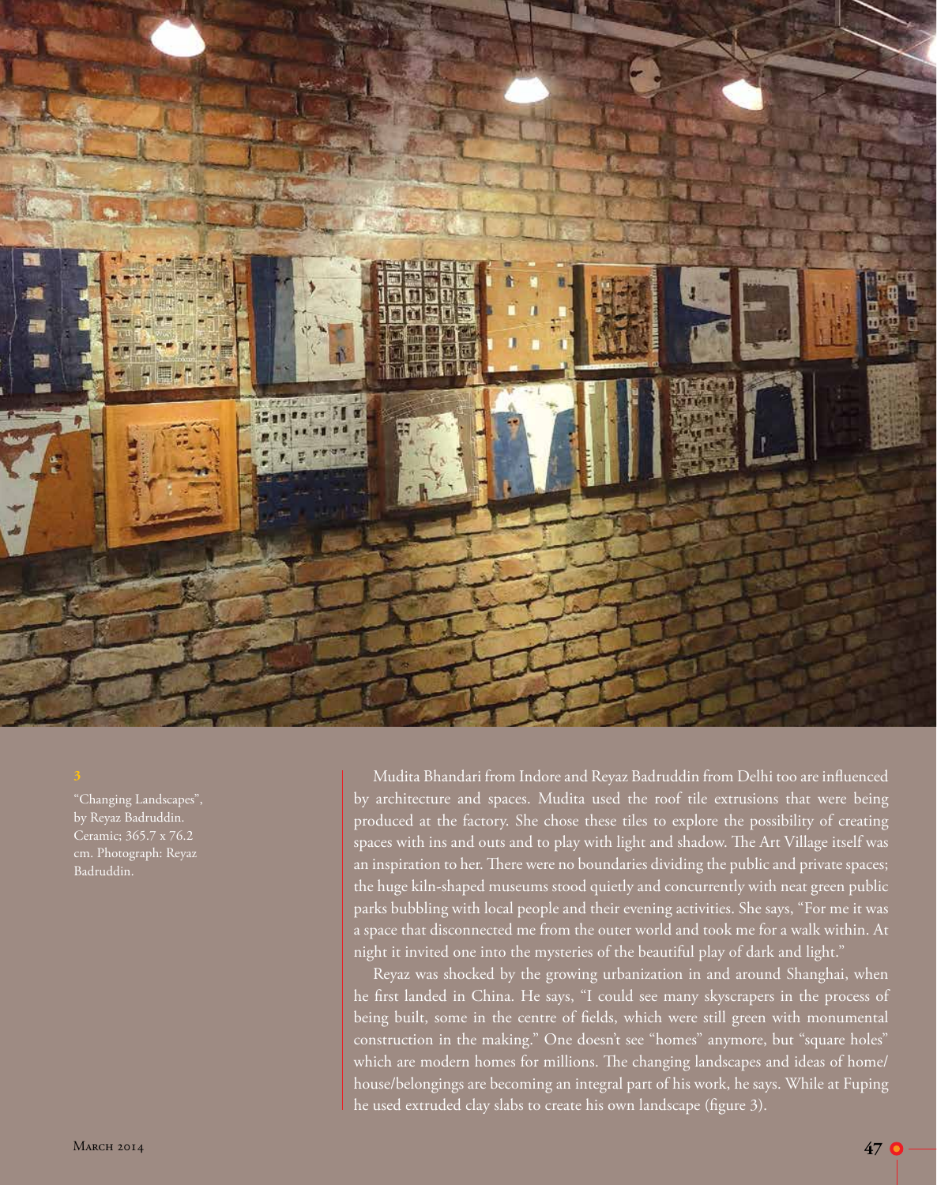3

"Changing Landscapes", by Reyaz Badruddin. Ceramic; 365.7 x 76.2 cm. Photograph: Reyaz Badruddin.

Mudita Bhandari from Indore and Reyaz Badruddin from Delhi too are influenced by architecture and spaces. Mudita used the roof tile extrusions that were being produced at the factory. She chose these tiles to explore the possibility of creating spaces with ins and outs and to play with light and shadow. The Art Village itself was an inspiration to her. There were no boundaries dividing the public and private spaces; the huge kiln-shaped museums stood quietly and concurrently with neat green public parks bubbling with local people and their evening activities. She says, "For me it was a space that disconnected me from the outer world and took me for a walk within. At night it invited one into the mysteries of the beautiful play of dark and light."

Reyaz was shocked by the growing urbanization in and around Shanghai, when he first landed in China. He says, "I could see many skyscrapers in the process of being built, some in the centre of fields, which were still green with monumental construction in the making." One doesn't see "homes" anymore, but "square holes" which are modern homes for millions. The changing landscapes and ideas of home/house/belongings are becoming an integral part of his work, he says. While at Fuping he used extruded clay slabs to create his own landscape (figure 3).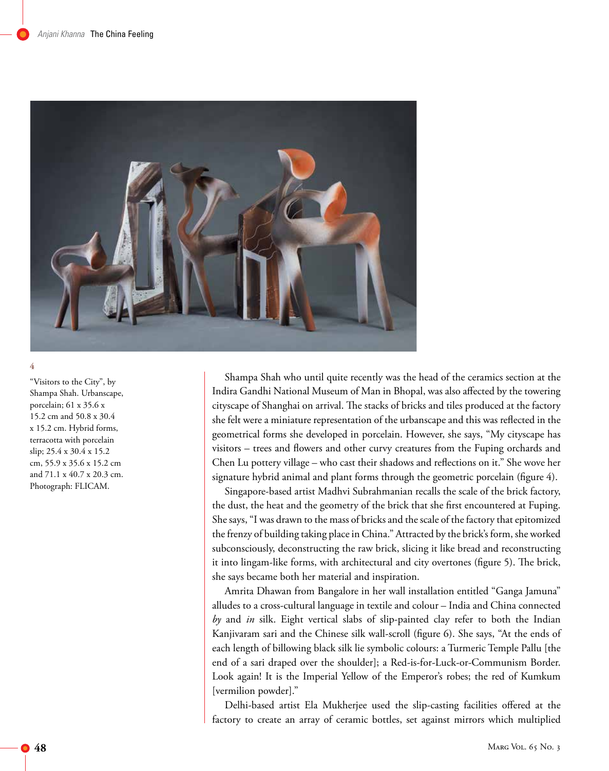4

"Visitors to the City", by Shampa Shah. Urbanscape, porcelain; 61 x 35.6 x 15.2 cm and 50.8 x 30.4 x 15.2 cm. Hybrid forms, terracotta with porcelain slip; 25.4 x 30.4 x 15.2 cm, 55.9 x 35.6 x 15.2 cm and 71.1 x 40.7 x 20.3 cm. Photograph: FLICAM.

Shampa Shah who until quite recently was the head of the ceramics section at the Indira Gandhi National Museum of Man in Bhopal, was also affected by the towering cityscape of Shanghai on arrival. The stacks of bricks and tiles produced at the factory she felt were a miniature representation of the urbanscape and this was reflected in the geometrical forms she developed in porcelain. However, she says, "My cityscape has visitors – trees and flowers and other curvy creatures from the Fuping orchards and Chen Lu pottery village – who cast their shadows and reflections on it." She wove her signature hybrid animal and plant forms through the geometric porcelain (figure 4).

Singapore-based artist Madhvi Subrahmanian recalls the scale of the brick factory, the dust, the heat and the geometry of the brick that she first encountered at Fuping. She says, "I was drawn to the mass of bricks and the scale of the factory that epitomized the frenzy of building taking place in China." Attracted by the brick's form, she worked subconsciously, deconstructing the raw brick, slicing it like bread and reconstructing it into lingam-like forms, with architectural and city overtones (figure 5). The brick, she says became both her material and inspiration.

Amrita Dhawan from Bangalore in her wall installation entitled "Ganga Jamuna" alludes to a cross-cultural language in textile and colour – India and China connected *by* and *in* silk. Eight vertical slabs of slip-painted clay refer to both the Indian Kanjivaram sari and the Chinese silk wall-scroll (figure 6). She says, "At the ends of each length of billowing black silk lie symbolic colours: a Turmeric Temple Pallu [the end of a sari draped over the shoulder]; a Red-is-for-Luck-or-Communism Border. Look again! It is the Imperial Yellow of the Emperor's robes; the red of Kumkum [vermilion powder]."

Delhi-based artist Ela Mukherjee used the slip-casting facilities offered at the factory to create an array of ceramic bottles, set against mirrors which multiplied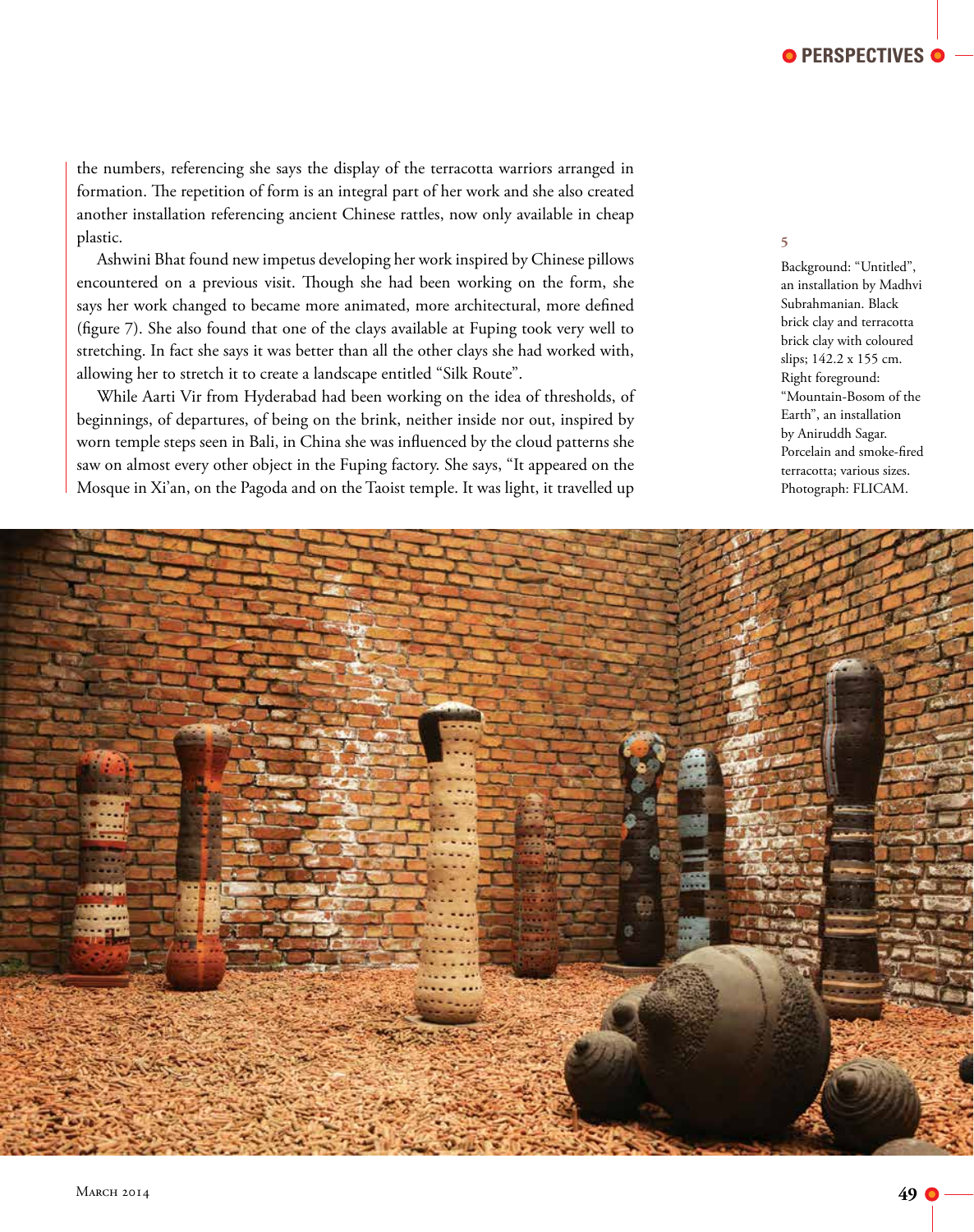the numbers, referencing she says the display of the terracotta warriors arranged in formation. The repetition of form is an integral part of her work and she also created another installation referencing ancient Chinese rattles, now only available in cheap plastic.

Ashwini Bhat found new impetus developing her work inspired by Chinese pillows encountered on a previous visit. Though she had been working on the form, she says her work changed to became more animated, more architectural, more defined (figure 7). She also found that one of the clays available at Fuping took very well to stretching. In fact she says it was better than all the other clays she had worked with, allowing her to stretch it to create a landscape entitled "Silk Route".

While Aarti Vir from Hyderabad had been working on the idea of thresholds, of beginnings, of departures, of being on the brink, neither inside nor out, inspired by worn temple steps seen in Bali, in China she was influenced by the cloud patterns she saw on almost every other object in the Fuping factory. She says, "It appeared on the Mosque in Xi'an, on the Pagoda and on the Taoist temple. It was light, it travelled up

5

Background: "Untitled", an installation by Madhvi Subrahmanian. Black brick clay and terracotta brick clay with coloured slips; 142.2 x 155 cm. Right foreground: "Mountain-Bosom of the Earth", an installation by Aniruddh Sagar. Porcelain and smoke-fired terracotta; various sizes. Photograph: FLICAM.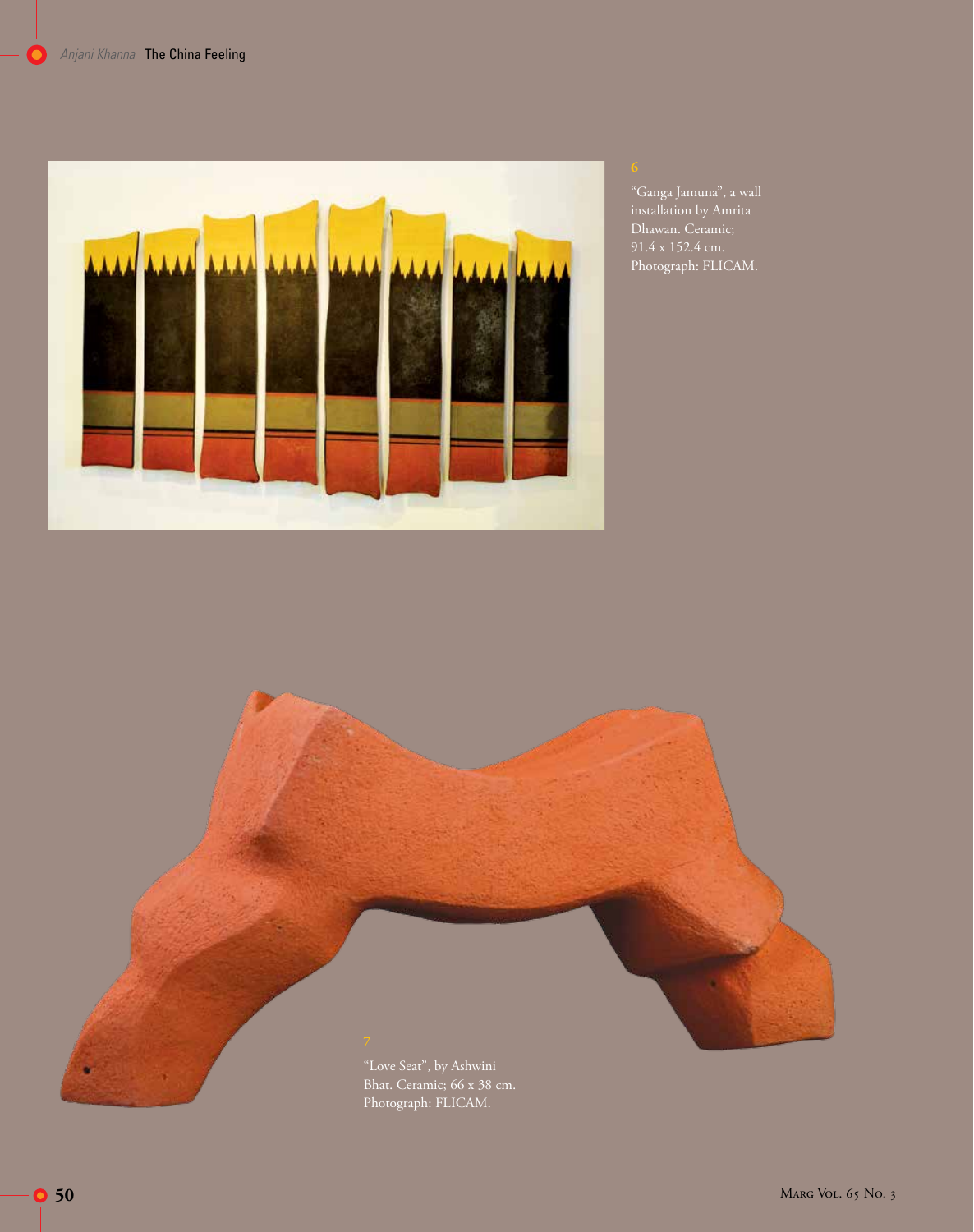6

"Ganga Jamuna", a wall installation by Amrita Dhawan. Ceramic; 91.4 x 152.4 cm. Photograph: FLICAM.

7

"Love Seat", by Ashwini Bhat. Ceramic; 66 x 38 cm. Photograph: FLICAM.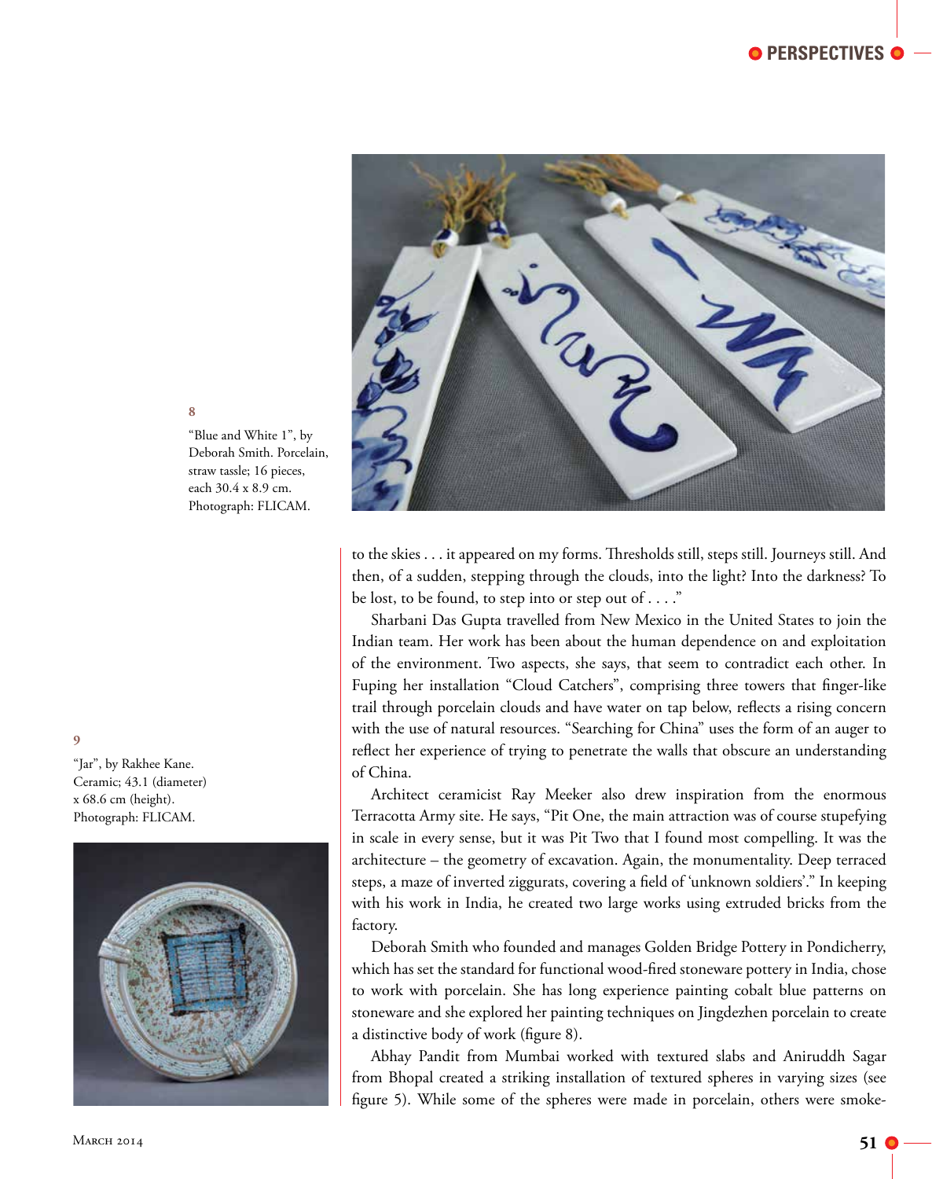8

"Blue and White 1", by Deborah Smith. Porcelain, straw tassle; 16 pieces, each 30.4 x 8.9 cm. Photograph: FLICAM.

9

"Jar", by Rakhee Kane. Ceramic; 43.1 (diameter) x 68.6 cm (height). Photograph: FLICAM.

to the skies . . . it appeared on my forms. Thresholds still, steps still. Journeys still. And then, of a sudden, stepping through the clouds, into the light? Into the darkness? To be lost, to be found, to step into or step out of . . . ."

Sharbani Das Gupta travelled from New Mexico in the United States to join the Indian team. Her work has been about the human dependence on and exploitation of the environment. Two aspects, she says, that seem to contradict each other. In Fuping her installation "Cloud Catchers", comprising three towers that finger-like trail through porcelain clouds and have water on tap below, reflects a rising concern with the use of natural resources. "Searching for China" uses the form of an auger to reflect her experience of trying to penetrate the walls that obscure an understanding of China.

Architect ceramicist Ray Meeker also drew inspiration from the enormous Terracotta Army site. He says, "Pit One, the main attraction was of course stupefying in scale in every sense, but it was Pit Two that I found most compelling. It was the architecture – the geometry of excavation. Again, the monumentality. Deep terraced steps, a maze of inverted ziggurats, covering a field of 'unknown soldiers'." In keeping with his work in India, he created two large works using extruded bricks from the factory.

Deborah Smith who founded and manages Golden Bridge Pottery in Pondicherry, which has set the standard for functional wood-fired stoneware pottery in India, chose to work with porcelain. She has long experience painting cobalt blue patterns on stoneware and she explored her painting techniques on Jingdezhen porcelain to create a distinctive body of work (figure 8).

Abhay Pandit from Mumbai worked with textured slabs and Aniruddh Sagar from Bhopal created a striking installation of textured spheres in varying sizes (see figure 5). While some of the spheres were made in porcelain, others were smoke-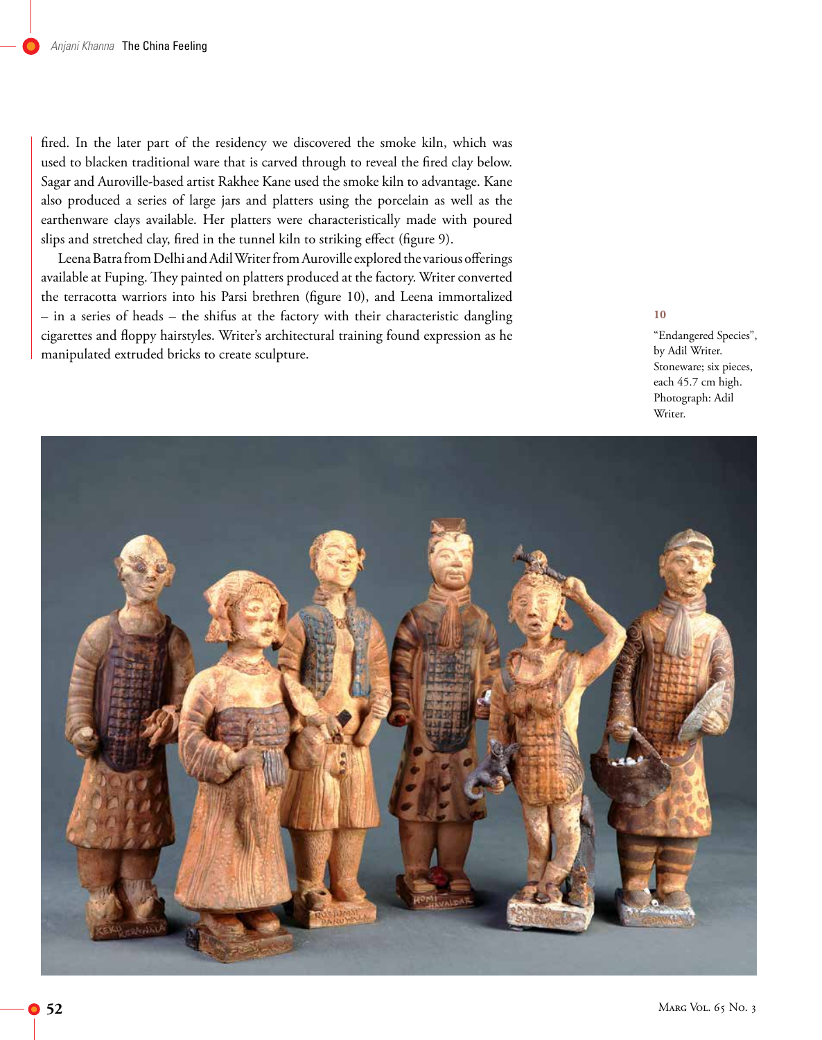fired. In the later part of the residency we discovered the smoke kiln, which was used to blacken traditional ware that is carved through to reveal the fired clay below. Sagar and Auroville-based artist Rakhee Kane used the smoke kiln to advantage. Kane also produced a series of large jars and platters using the porcelain as well as the earthenware clays available. Her platters were characteristically made with poured slips and stretched clay, fired in the tunnel kiln to striking effect (figure 9).

Leena Batra from Delhi and Adil Writer from Auroville explored the various offerings available at Fuping. They painted on platters produced at the factory. Writer converted the terracotta warriors into his Parsi brethren (figure 10), and Leena immortalized – in a series of heads – the shifus at the factory with their characteristic dangling cigarettes and floppy hairstyles. Writer's architectural training found expression as he manipulated extruded bricks to create sculpture.

**10**

"Endangered Species", by Adil Writer. Stoneware; six pieces, each 45.7 cm high. Photograph: Adil Writer.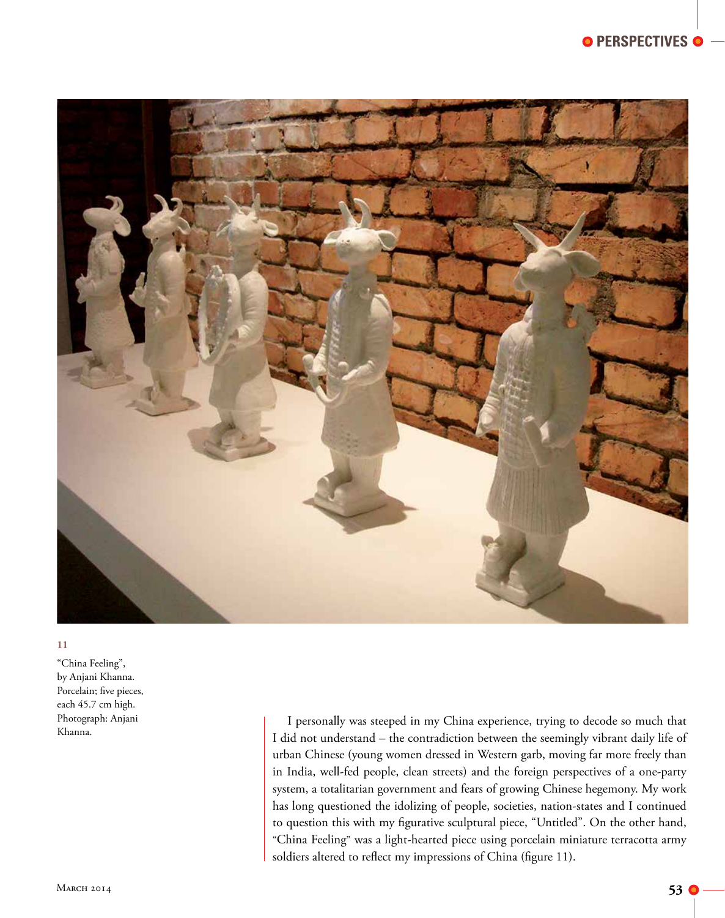11

"China Feeling", by Anjani Khanna. Porcelain; five pieces, each 45.7 cm high. Photograph: Anjani Khanna.

I personally was steeped in my China experience, trying to decode so much that I did not understand – the contradiction between the seemingly vibrant daily life of urban Chinese (young women dressed in Western garb, moving far more freely than in India, well-fed people, clean streets) and the foreign perspectives of a one-party system, a totalitarian government and fears of growing Chinese hegemony. My work has long questioned the idolizing of people, societies, nation-states and I continued to question this with my figurative sculptural piece, "Untitled". On the other hand, "China Feeling" was a light-hearted piece using porcelain miniature terracotta army soldiers altered to reflect my impressions of China (figure 11).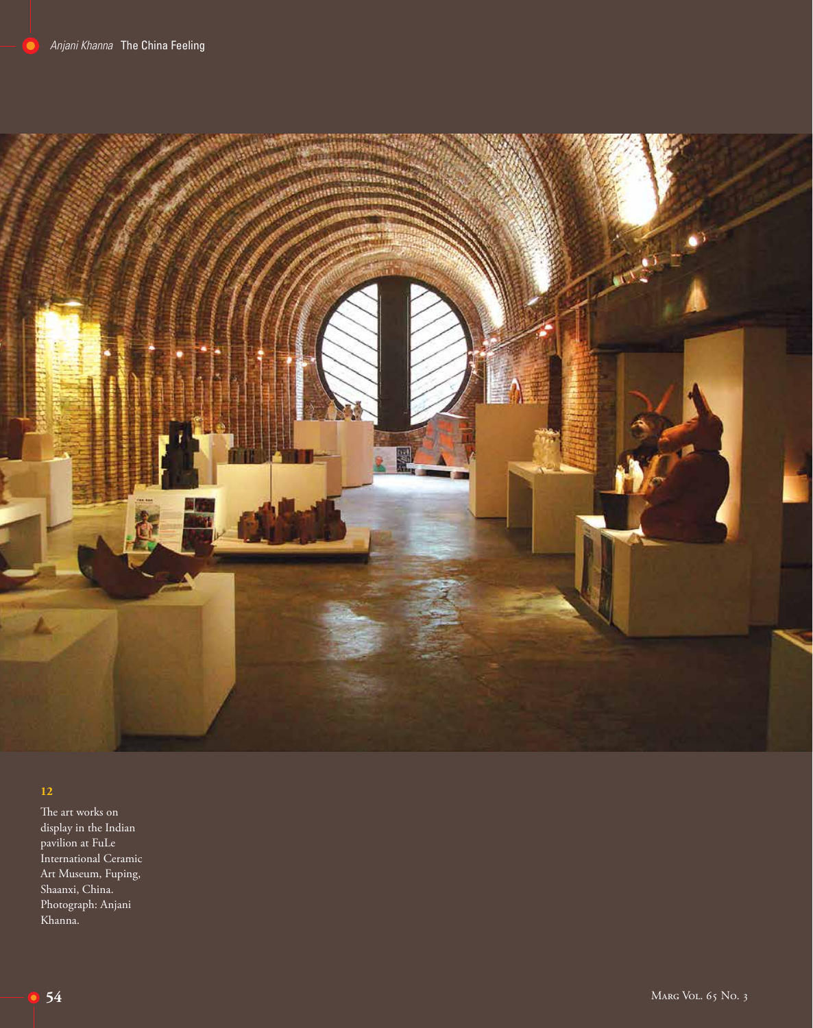**12**

The art works on display in the Indian pavilion at FuLe International Ceramic Art Museum, Fuping, Shaanxi, China. Photograph: Anjani Khanna.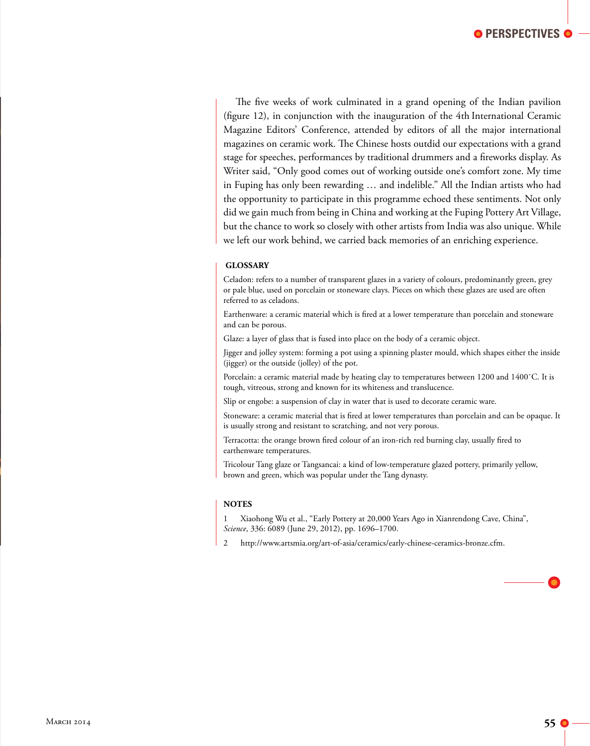The five weeks of work culminated in a grand opening of the Indian pavilion (figure 12), in conjunction with the inauguration of the 4th International Ceramic Magazine Editors' Conference, attended by editors of all the major international magazines on ceramic work. The Chinese hosts outdid our expectations with a grand stage for speeches, performances by traditional drummers and a fireworks display. As Writer said, "Only good comes out of working outside one's comfort zone. My time in Fuping has only been rewarding … and indelible." All the Indian artists who had the opportunity to participate in this programme echoed these sentiments. Not only did we gain much from being in China and working at the Fuping Pottery Art Village, but the chance to work so closely with other artists from India was also unique. While we left our work behind, we carried back memories of an enriching experience.

## GLOSSARY

Celadon: refers to a number of transparent glazes in a variety of colours, predominantly green, grey or pale blue, used on porcelain or stoneware clays. Pieces on which these glazes are used are often referred to as celadons.

Earthenware: a ceramic material which is fired at a lower temperature than porcelain and stoneware and can be porous.

Glaze: a layer of glass that is fused into place on the body of a ceramic object.

Jigger and jolley system: forming a pot using a spinning plaster mould, which shapes either the inside (jigger) or the outside (jolley) of the pot.

Porcelain: a ceramic material made by heating clay to temperatures between 1200 and 1400˚C. It is tough, vitreous, strong and known for its whiteness and translucence.

Slip or engobe: a suspension of clay in water that is used to decorate ceramic ware.

Stoneware: a ceramic material that is fired at lower temperatures than porcelain and can be opaque. It is usually strong and resistant to scratching, and not very porous.

Terracotta: the orange brown fired colour of an iron-rich red burning clay, usually fired to earthenware temperatures.

Tricolour Tang glaze or Tangsancai: a kind of low-temperature glazed pottery, primarily yellow, brown and green, which was popular under the Tang dynasty.

## NOTES

1 Xiaohong Wu et al., "Early Pottery at 20,000 Years Ago in Xianrendong Cave, China", *Science*, 336: 6089 (June 29, 2012), pp. 1696–1700.

2 http://www.artsmia.org/art-of-asia/ceramics/early-chinese-ceramics-bronze.cfm.